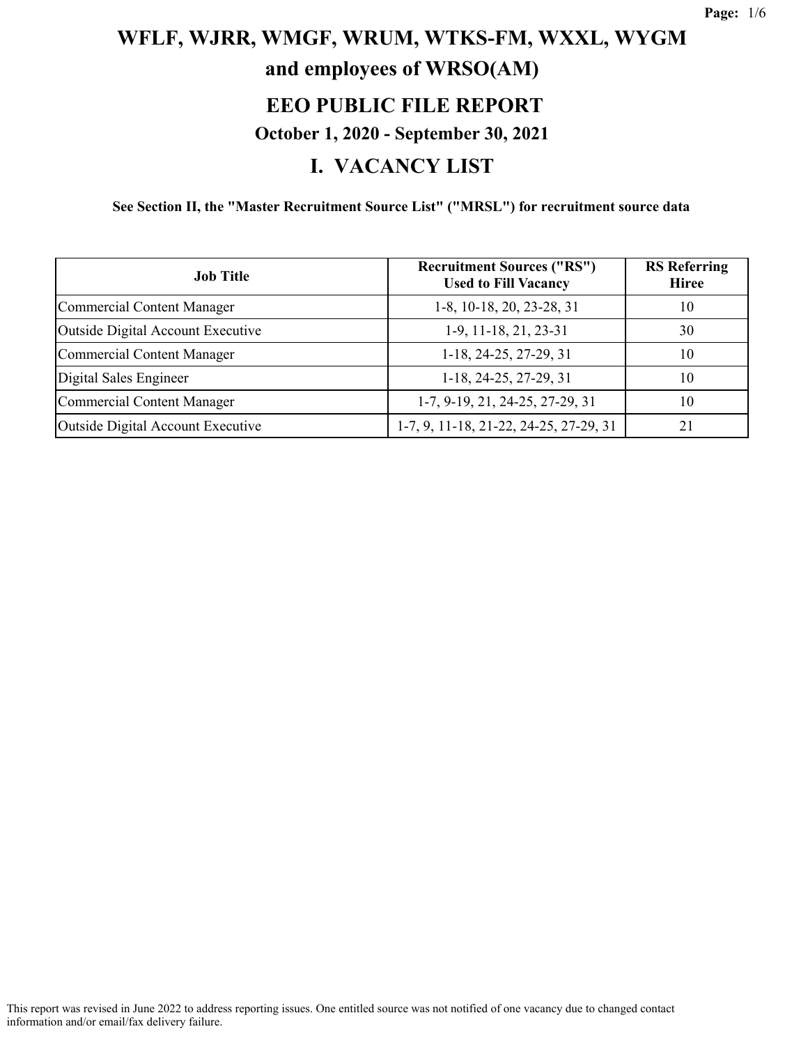# WFLF, WJRR, WMGF, WRUM, WTKS-FM, WXXL, WYGM and employees of WRSO(AM)

## EEO PUBLIC FILE REPORT

### October 1, 2020 - September 30, 2021

## I. VACANCY LIST

**See Section II, the "Master Recruitment Source List" ("MRSL") for recruitment source data**

| Job Title | Recruitment Sources ("RS") Used to Fill Vacancy | RS Referring Hiree |
|---|---|---|
| Commercial Content Manager | 1-8, 10-18, 20, 23-28, 31 | 10 |
| Outside Digital Account Executive | 1-9, 11-18, 21, 23-31 | 30 |
| Commercial Content Manager | 1-18, 24-25, 27-29, 31 | 10 |
| Digital Sales Engineer | 1-18, 24-25, 27-29, 31 | 10 |
| Commercial Content Manager | 1-7, 9-19, 21, 24-25, 27-29, 31 | 10 |
| Outside Digital Account Executive | 1-7, 9, 11-18, 21-22, 24-25, 27-29, 31 | 21 |

This report was revised in June 2022 to address reporting issues. One entitled source was not notified of one vacancy due to changed contact information and/or email/fax delivery failure.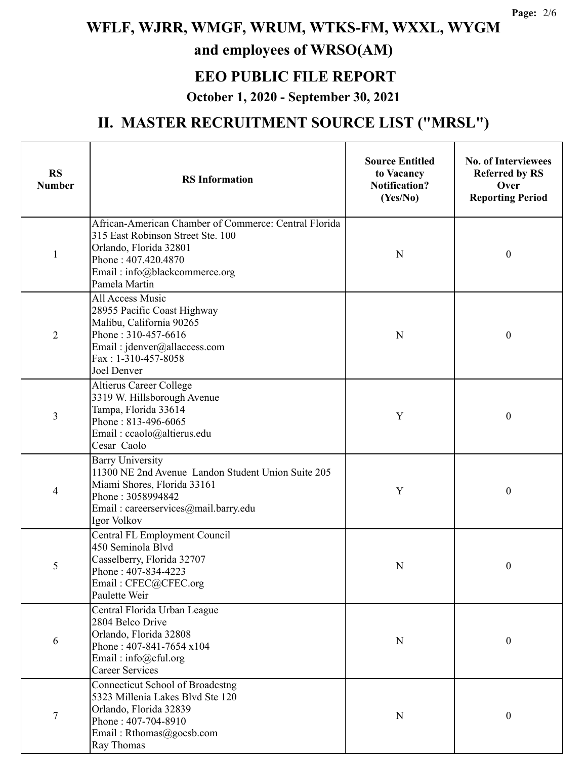# WFLF, WJRR, WMGF, WRUM, WTKS-FM, WXXL, WYGM

## and employees of WRSO(AM)

## EEO PUBLIC FILE REPORT

### October 1, 2020 - September 30, 2021

## II. MASTER RECRUITMENT SOURCE LIST ("MRSL")

| RS Number | RS Information | Source Entitled to Vacancy Notification? (Yes/No) | No. of Interviewees Referred by RS Over Reporting Period |
|---|---|---|---|
| 1 | African-American Chamber of Commerce: Central Florida<br>315 East Robinson Street Ste. 100<br>Orlando, Florida 32801<br>Phone : 407.420.4870<br>Email : info@blackcommerce.org<br>Pamela Martin | N | 0 |
| 2 | All Access Music<br>28955 Pacific Coast Highway<br>Malibu, California 90265<br>Phone : 310-457-6616<br>Email : jdenver@allaccess.com<br>Fax : 1-310-457-8058<br>Joel Denver | N | 0 |
| 3 | Altierus Career College<br>3319 W. Hillsborough Avenue<br>Tampa, Florida 33614<br>Phone : 813-496-6065<br>Email : ccaolo@altierus.edu<br>Cesar Caolo | Y | 0 |
| 4 | Barry University<br>11300 NE 2nd Avenue Landon Student Union Suite 205<br>Miami Shores, Florida 33161<br>Phone : 3058994842<br>Email : careerservices@mail.barry.edu<br>Igor Volkov | Y | 0 |
| 5 | Central FL Employment Council<br>450 Seminola Blvd<br>Casselberry, Florida 32707<br>Phone : 407-834-4223<br>Email : CFEC@CFEC.org<br>Paulette Weir | N | 0 |
| 6 | Central Florida Urban League<br>2804 Belco Drive<br>Orlando, Florida 32808<br>Phone : 407-841-7654 x104<br>Email : info@cful.org<br>Career Services | N | 0 |
| 7 | Connecticut School of Broadcstng<br>5323 Millenia Lakes Blvd Ste 120<br>Orlando, Florida 32839<br>Phone : 407-704-8910<br>Email : Rthomas@gocsb.com<br>Ray Thomas | N | 0 |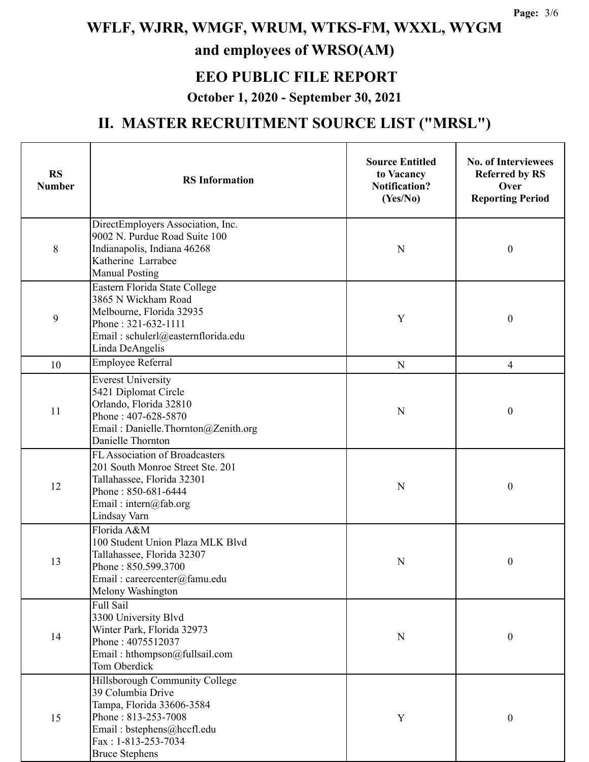# WFLF, WJRR, WMGF, WRUM, WTKS-FM, WXXL, WYGM and employees of WRSO(AM)

## EEO PUBLIC FILE REPORT

### October 1, 2020 - September 30, 2021

## II. MASTER RECRUITMENT SOURCE LIST ("MRSL")

| RS Number | RS Information | Source Entitled to Vacancy Notification? (Yes/No) | No. of Interviewees Referred by RS Over Reporting Period |
|---|---|---|---|
| 8 | DirectEmployers Association, Inc.<br>9002 N. Purdue Road Suite 100<br>Indianapolis, Indiana 46268<br>Katherine Larrabee<br>Manual Posting | N | 0 |
| 9 | Eastern Florida State College<br>3865 N Wickham Road<br>Melbourne, Florida 32935<br>Phone : 321-632-1111<br>Email : schulerl@easternflorida.edu<br>Linda DeAngelis | Y | 0 |
| 10 | Employee Referral | N | 4 |
| 11 | Everest University<br>5421 Diplomat Circle<br>Orlando, Florida 32810<br>Phone : 407-628-5870<br>Email : Danielle.Thornton@Zenith.org<br>Danielle Thornton | N | 0 |
| 12 | FL Association of Broadcasters<br>201 South Monroe Street Ste. 201<br>Tallahassee, Florida 32301<br>Phone : 850-681-6444<br>Email : intern@fab.org<br>Lindsay Varn | N | 0 |
| 13 | Florida A&M<br>100 Student Union Plaza MLK Blvd<br>Tallahassee, Florida 32307<br>Phone : 850.599.3700<br>Email : careercenter@famu.edu<br>Melony Washington | N | 0 |
| 14 | Full Sail<br>3300 University Blvd<br>Winter Park, Florida 32973<br>Phone : 4075512037<br>Email : hthompson@fullsail.com<br>Tom Oberdick | N | 0 |
| 15 | Hillsborough Community College<br>39 Columbia Drive<br>Tampa, Florida 33606-3584<br>Phone : 813-253-7008<br>Email : bstephens@hccfl.edu<br>Fax : 1-813-253-7034<br>Bruce Stephens | Y | 0 |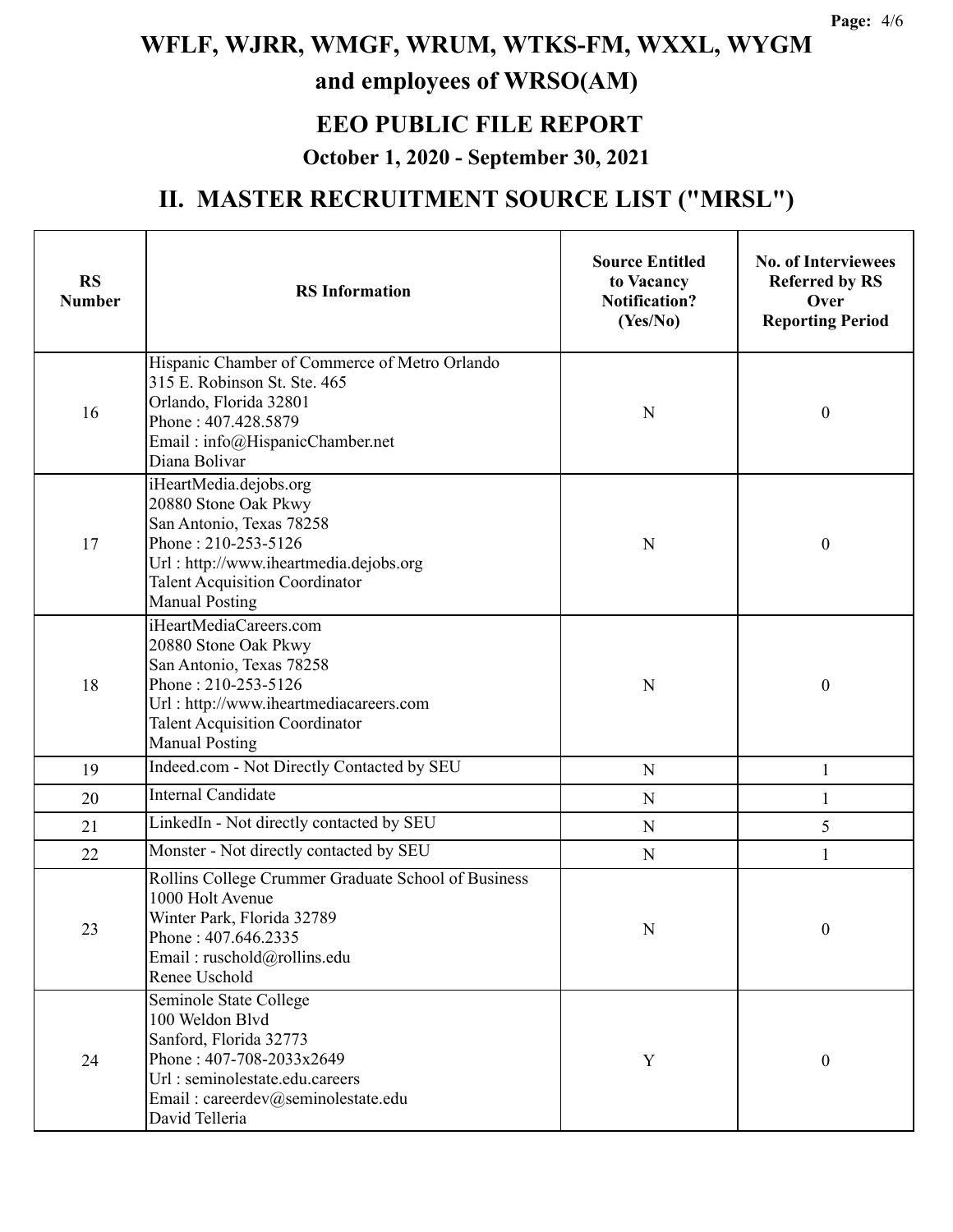# WFLF, WJRR, WMGF, WRUM, WTKS-FM, WXXL, WYGM and employees of WRSO(AM)

## EEO PUBLIC FILE REPORT

### October 1, 2020 - September 30, 2021

## II. MASTER RECRUITMENT SOURCE LIST ("MRSL")

| RS Number | RS Information | Source Entitled to Vacancy Notification? (Yes/No) | No. of Interviewees Referred by RS Over Reporting Period |
|---|---|---|---|
| 16 | Hispanic Chamber of Commerce of Metro Orlando<br>315 E. Robinson St. Ste. 465<br>Orlando, Florida 32801<br>Phone : 407.428.5879<br>Email : info@HispanicChamber.net<br>Diana Bolivar | N | 0 |
| 17 | iHeartMedia.dejobs.org<br>20880 Stone Oak Pkwy<br>San Antonio, Texas 78258<br>Phone : 210-253-5126<br>Url : http://www.iheartmedia.dejobs.org<br>Talent Acquisition Coordinator<br>Manual Posting | N | 0 |
| 18 | iHeartMediaCareers.com<br>20880 Stone Oak Pkwy<br>San Antonio, Texas 78258<br>Phone : 210-253-5126<br>Url : http://www.iheartmediacareers.com<br>Talent Acquisition Coordinator<br>Manual Posting | N | 0 |
| 19 | Indeed.com - Not Directly Contacted by SEU | N | 1 |
| 20 | Internal Candidate | N | 1 |
| 21 | LinkedIn - Not directly contacted by SEU | N | 5 |
| 22 | Monster - Not directly contacted by SEU | N | 1 |
| 23 | Rollins College Crummer Graduate School of Business<br>1000 Holt Avenue<br>Winter Park, Florida 32789<br>Phone : 407.646.2335<br>Email : ruschold@rollins.edu<br>Renee Uschold | N | 0 |
| 24 | Seminole State College<br>100 Weldon Blvd<br>Sanford, Florida 32773<br>Phone : 407-708-2033x2649<br>Url : seminolestate.edu.careers<br>Email : careerdev@seminolestate.edu<br>David Telleria | Y | 0 |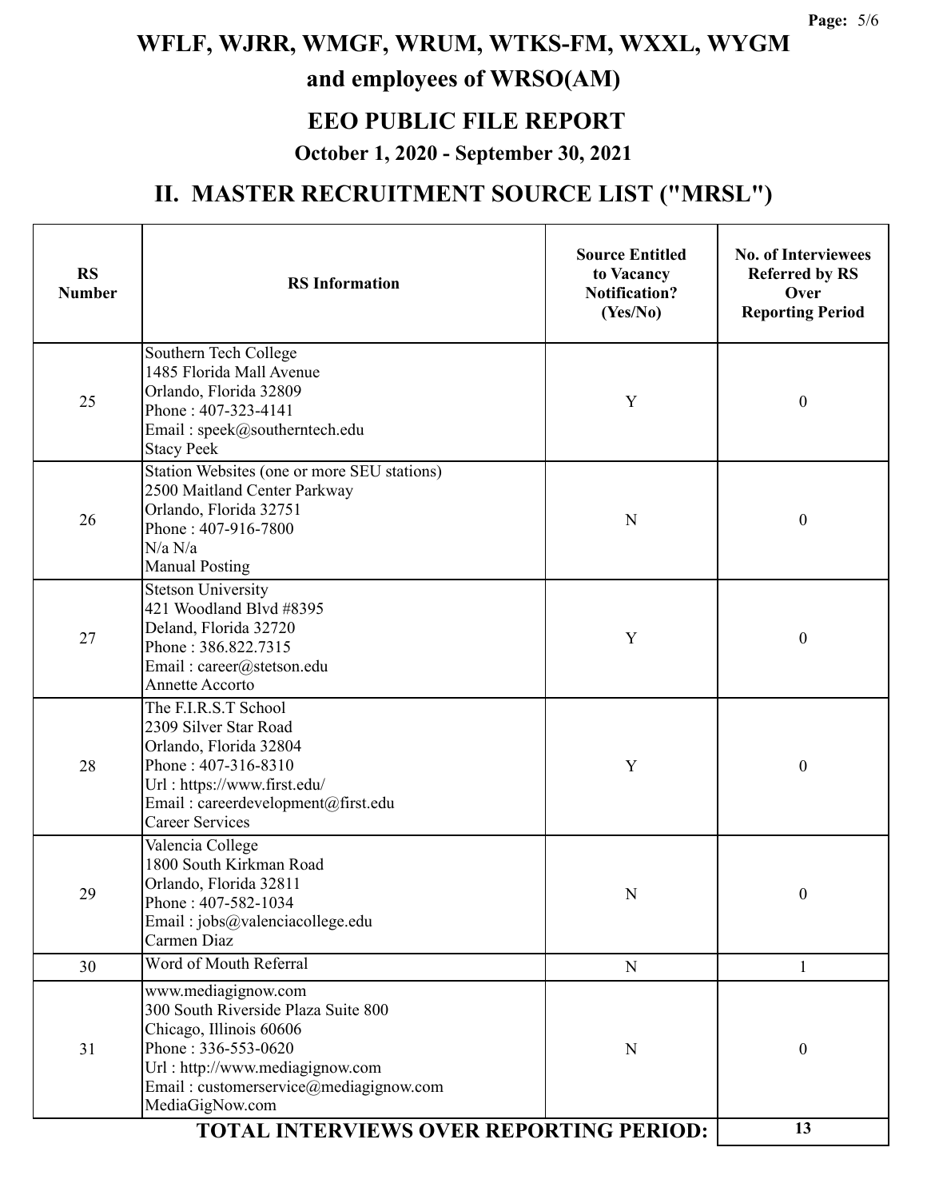# WFLF, WJRR, WMGF, WRUM, WTKS-FM, WXXL, WYGM

## and employees of WRSO(AM)

## EEO PUBLIC FILE REPORT

### October 1, 2020 - September 30, 2021

## II. MASTER RECRUITMENT SOURCE LIST ("MRSL")

| RS Number | RS Information | Source Entitled to Vacancy Notification? (Yes/No) | No. of Interviewees Referred by RS Over Reporting Period |
|---|---|---|---|
| 25 | Southern Tech College<br>1485 Florida Mall Avenue<br>Orlando, Florida 32809<br>Phone : 407-323-4141<br>Email : speek@southerntech.edu<br>Stacy Peek | Y | 0 |
| 26 | Station Websites (one or more SEU stations)<br>2500 Maitland Center Parkway<br>Orlando, Florida 32751<br>Phone : 407-916-7800<br>N/a N/a<br>Manual Posting | N | 0 |
| 27 | Stetson University<br>421 Woodland Blvd #8395<br>Deland, Florida 32720<br>Phone : 386.822.7315<br>Email : career@stetson.edu<br>Annette Accorto | Y | 0 |
| 28 | The F.I.R.S.T School<br>2309 Silver Star Road<br>Orlando, Florida 32804<br>Phone : 407-316-8310<br>Url : https://www.first.edu/<br>Email : careerdevelopment@first.edu<br>Career Services | Y | 0 |
| 29 | Valencia College<br>1800 South Kirkman Road<br>Orlando, Florida 32811<br>Phone : 407-582-1034<br>Email : jobs@valenciacollege.edu<br>Carmen Diaz | N | 0 |
| 30 | Word of Mouth Referral | N | 1 |
| 31 | www.mediagignow.com<br>300 South Riverside Plaza Suite 800<br>Chicago, Illinois 60606<br>Phone : 336-553-0620<br>Url : http://www.mediagignow.com<br>Email : customerservice@mediagignow.com<br>MediaGigNow.com | N | 0 |
| | **TOTAL INTERVIEWS OVER REPORTING PERIOD:** | | **13** |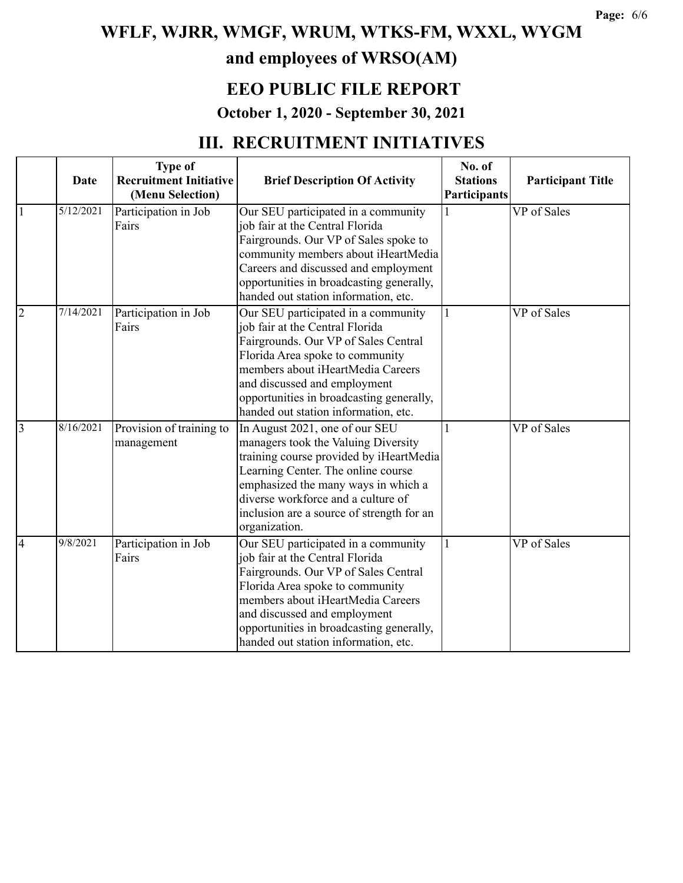# WFLF, WJRR, WMGF, WRUM, WTKS-FM, WXXL, WYGM and employees of WRSO(AM)

## EEO PUBLIC FILE REPORT

### October 1, 2020 - September 30, 2021

## III. RECRUITMENT INITIATIVES

| | Date | Type of Recruitment Initiative (Menu Selection) | Brief Description Of Activity | No. of Stations Participants | Participant Title |
|---|---|---|---|---|---|
| 1 | 5/12/2021 | Participation in Job Fairs | Our SEU participated in a community job fair at the Central Florida Fairgrounds. Our VP of Sales spoke to community members about iHeartMedia Careers and discussed and employment opportunities in broadcasting generally, handed out station information, etc. | 1 | VP of Sales |
| 2 | 7/14/2021 | Participation in Job Fairs | Our SEU participated in a community job fair at the Central Florida Fairgrounds. Our VP of Sales Central Florida Area spoke to community members about iHeartMedia Careers and discussed and employment opportunities in broadcasting generally, handed out station information, etc. | 1 | VP of Sales |
| 3 | 8/16/2021 | Provision of training to management | In August 2021, one of our SEU managers took the Valuing Diversity training course provided by iHeartMedia Learning Center. The online course emphasized the many ways in which a diverse workforce and a culture of inclusion are a source of strength for an organization. | 1 | VP of Sales |
| 4 | 9/8/2021 | Participation in Job Fairs | Our SEU participated in a community job fair at the Central Florida Fairgrounds. Our VP of Sales Central Florida Area spoke to community members about iHeartMedia Careers and discussed and employment opportunities in broadcasting generally, handed out station information, etc. | 1 | VP of Sales |